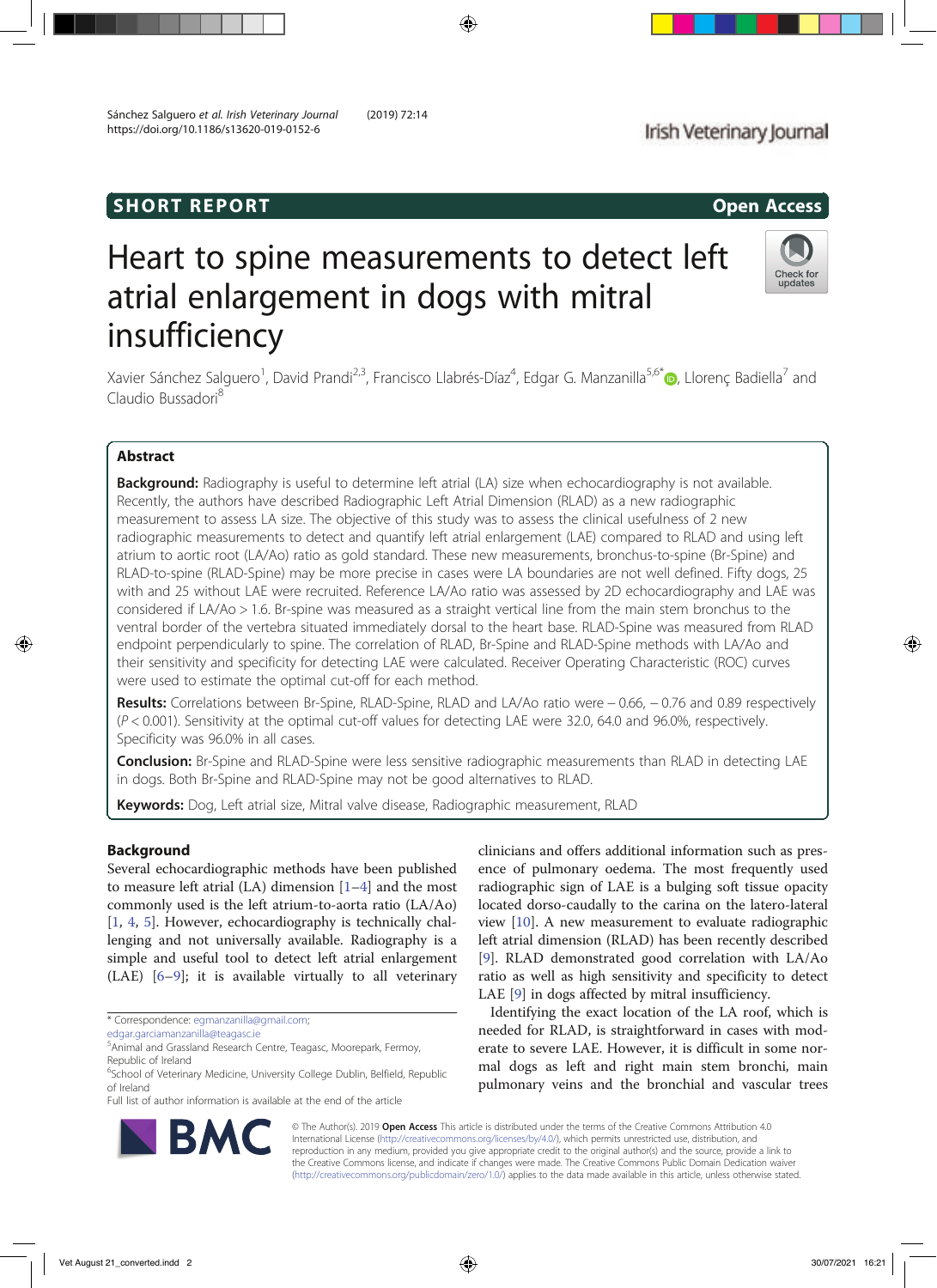SHORT REPORT

Open Access

# Heart to spine measurements to detect left atrial enlargement in dogs with mitral insufficiency

Xavier Sánchez Salguero[1], David Prandi[2,3], Francisco Llabrés-Díaz[4], Edgar G. Manzanilla[5,6*], Llorenç Badiella[7] and Claudio Bussadori[8]

## Abstract

**Background:** Radiography is useful to determine left atrial (LA) size when echocardiography is not available. Recently, the authors have described Radiographic Left Atrial Dimension (RLAD) as a new radiographic measurement to assess LA size. The objective of this study was to assess the clinical usefulness of 2 new radiographic measurements to detect and quantify left atrial enlargement (LAE) compared to RLAD and using left atrium to aortic root (LA/Ao) ratio as gold standard. These new measurements, bronchus-to-spine (Br-Spine) and RLAD-to-spine (RLAD-Spine) may be more precise in cases were LA boundaries are not well defined. Fifty dogs, 25 with and 25 without LAE were recruited. Reference LA/Ao ratio was assessed by 2D echocardiography and LAE was considered if LA/Ao > 1.6. Br-spine was measured as a straight vertical line from the main stem bronchus to the ventral border of the vertebra situated immediately dorsal to the heart base. RLAD-Spine was measured from RLAD endpoint perpendicularly to spine. The correlation of RLAD, Br-Spine and RLAD-Spine methods with LA/Ao and their sensitivity and specificity for detecting LAE were calculated. Receiver Operating Characteristic (ROC) curves were used to estimate the optimal cut-off for each method.

**Results:** Correlations between Br-Spine, RLAD-Spine, RLAD and LA/Ao ratio were – 0.66, – 0.76 and 0.89 respectively ($P < 0.001$). Sensitivity at the optimal cut-off values for detecting LAE were 32.0, 64.0 and 96.0%, respectively. Specificity was 96.0% in all cases.

**Conclusion:** Br-Spine and RLAD-Spine were less sensitive radiographic measurements than RLAD in detecting LAE in dogs. Both Br-Spine and RLAD-Spine may not be good alternatives to RLAD.

**Keywords:** Dog, Left atrial size, Mitral valve disease, Radiographic measurement, RLAD

## Background

Several echocardiographic methods have been published to measure left atrial (LA) dimension [1–4] and the most commonly used is the left atrium-to-aorta ratio (LA/Ao) [1, 4, 5]. However, echocardiography is technically challenging and not universally available. Radiography is a simple and useful tool to detect left atrial enlargement (LAE) [6–9]; it is available virtually to all veterinary clinicians and offers additional information such as presence of pulmonary oedema. The most frequently used radiographic sign of LAE is a bulging soft tissue opacity located dorso-caudally to the carina on the latero-lateral view [10]. A new measurement to evaluate radiographic left atrial dimension (RLAD) has been recently described [9]. RLAD demonstrated good correlation with LA/Ao ratio as well as high sensitivity and specificity to detect LAE [9] in dogs affected by mitral insufficiency.

Identifying the exact location of the LA roof, which is needed for RLAD, is straightforward in cases with moderate to severe LAE. However, it is difficult in some normal dogs as left and right main stem bronchi, main pulmonary veins and the bronchial and vascular trees

\* Correspondence: egmanzanilla@gmail.com; edgar.garciamanzanilla@teagasc.ie
[5]Animal and Grassland Research Centre, Teagasc, Moorepark, Fermoy, Republic of Ireland
[6]School of Veterinary Medicine, University College Dublin, Belfield, Republic of Ireland
Full list of author information is available at the end of the article

© The Author(s). 2019 **Open Access** This article is distributed under the terms of the Creative Commons Attribution 4.0 International License (http://creativecommons.org/licenses/by/4.0/), which permits unrestricted use, distribution, and reproduction in any medium, provided you give appropriate credit to the original author(s) and the source, provide a link to the Creative Commons license, and indicate if changes were made. The Creative Commons Public Domain Dedication waiver (http://creativecommons.org/publicdomain/zero/1.0/) applies to the data made available in this article, unless otherwise stated.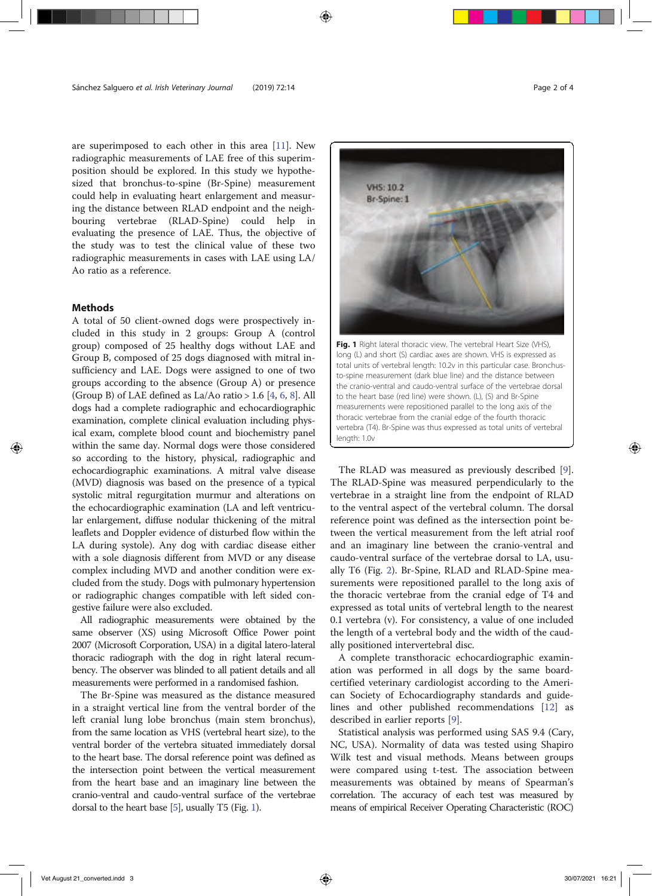are superimposed to each other in this area [11]. New radiographic measurements of LAE free of this superimposition should be explored. In this study we hypothesized that bronchus-to-spine (Br-Spine) measurement could help in evaluating heart enlargement and measuring the distance between RLAD endpoint and the neighbouring vertebrae (RLAD-Spine) could help in evaluating the presence of LAE. Thus, the objective of the study was to test the clinical value of these two radiographic measurements in cases with LAE using LA/Ao ratio as a reference.

## Methods

A total of 50 client-owned dogs were prospectively included in this study in 2 groups: Group A (control group) composed of 25 healthy dogs without LAE and Group B, composed of 25 dogs diagnosed with mitral insufficiency and LAE. Dogs were assigned to one of two groups according to the absence (Group A) or presence (Group B) of LAE defined as La/Ao ratio > 1.6 [4, 6, 8]. All dogs had a complete radiographic and echocardiographic examination, complete clinical evaluation including physical exam, complete blood count and biochemistry panel within the same day. Normal dogs were those considered so according to the history, physical, radiographic and echocardiographic examinations. A mitral valve disease (MVD) diagnosis was based on the presence of a typical systolic mitral regurgitation murmur and alterations on the echocardiographic examination (LA and left ventricular enlargement, diffuse nodular thickening of the mitral leaflets and Doppler evidence of disturbed flow within the LA during systole). Any dog with cardiac disease either with a sole diagnosis different from MVD or any disease complex including MVD and another condition were excluded from the study. Dogs with pulmonary hypertension or radiographic changes compatible with left sided congestive failure were also excluded.

All radiographic measurements were obtained by the same observer (XS) using Microsoft Office Power point 2007 (Microsoft Corporation, USA) in a digital latero-lateral thoracic radiograph with the dog in right lateral recumbency. The observer was blinded to all patient details and all measurements were performed in a randomised fashion.

The Br-Spine was measured as the distance measured in a straight vertical line from the ventral border of the left cranial lung lobe bronchus (main stem bronchus), from the same location as VHS (vertebral heart size), to the ventral border of the vertebra situated immediately dorsal to the heart base. The dorsal reference point was defined as the intersection point between the vertical measurement from the heart base and an imaginary line between the cranio-ventral and caudo-ventral surface of the vertebrae dorsal to the heart base [5], usually T5 (Fig. 1).

**Fig. 1** Right lateral thoracic view. The vertebral Heart Size (VHS), long (L) and short (S) cardiac axes are shown. VHS is expressed as total units of vertebral length: 10.2v in this particular case. Bronchus-to-spine measurement (dark blue line) and the distance between the cranio-ventral and caudo-ventral surface of the vertebrae dorsal to the heart base (red line) were shown. (L), (S) and Br-Spine measurements were repositioned parallel to the long axis of the thoracic vertebrae from the cranial edge of the fourth thoracic vertebra (T4). Br-Spine was thus expressed as total units of vertebral length: 1.0v

The RLAD was measured as previously described [9]. The RLAD-Spine was measured perpendicularly to the vertebrae in a straight line from the endpoint of RLAD to the ventral aspect of the vertebral column. The dorsal reference point was defined as the intersection point between the vertical measurement from the left atrial roof and an imaginary line between the cranio-ventral and caudo-ventral surface of the vertebrae dorsal to LA, usually T6 (Fig. 2). Br-Spine, RLAD and RLAD-Spine measurements were repositioned parallel to the long axis of the thoracic vertebrae from the cranial edge of T4 and expressed as total units of vertebral length to the nearest 0.1 vertebra (v). For consistency, a value of one included the length of a vertebral body and the width of the caudally positioned intervertebral disc.

A complete transthoracic echocardiographic examination was performed in all dogs by the same board-certified veterinary cardiologist according to the American Society of Echocardiography standards and guidelines and other published recommendations [12] as described in earlier reports [9].

Statistical analysis was performed using SAS 9.4 (Cary, NC, USA). Normality of data was tested using Shapiro Wilk test and visual methods. Means between groups were compared using t-test. The association between measurements was obtained by means of Spearman's correlation. The accuracy of each test was measured by means of empirical Receiver Operating Characteristic (ROC)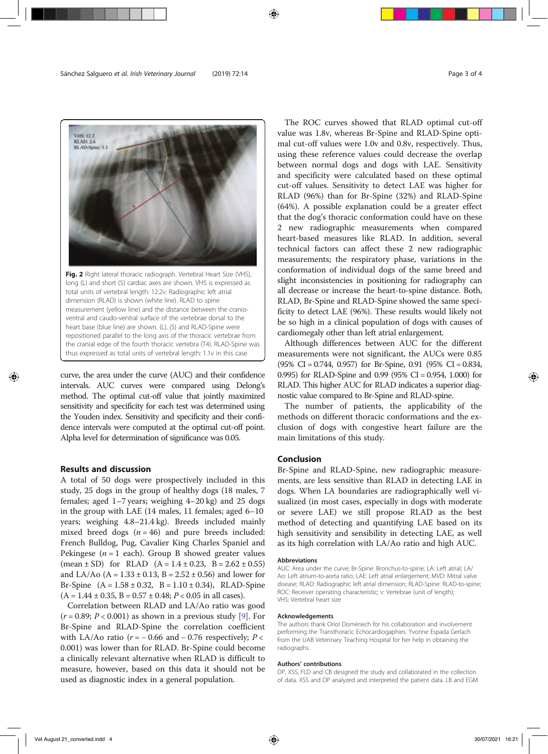Fig. 2 Right lateral thoracic radiograph. Vertebral Heart Size (VHS), long (L) and short (S) cardiac axes are shown. VHS is expressed as total units of vertebral length: 12.2v. Radiographic left atrial dimension (RLAD) is shown (white line). RLAD to spine measurement (yellow line) and the distance between the cranio-ventral and caudo-ventral surface of the vertebrae dorsal to the heart base (blue line) are shown. (L), (S) and RLAD-Spine were repositioned parallel to the long axis of the thoracic vertebrae from the cranial edge of the fourth thoracic vertebra (T4). RLAD-Spine was thus expressed as total units of vertebral length: 1.1v in this case

curve, the area under the curve (AUC) and their confidence intervals. AUC curves were compared using Delong's method. The optimal cut-off value that jointly maximized sensitivity and specificity for each test was determined using the Youden index. Sensitivity and specificity and their confidence intervals were computed at the optimal cut-off point. Alpha level for determination of significance was 0.05.

## Results and discussion

A total of 50 dogs were prospectively included in this study, 25 dogs in the group of healthy dogs (18 males, 7 females; aged 1–7 years; weighing 4–20 kg) and 25 dogs in the group with LAE (14 males, 11 females; aged 6–10 years; weighing 4.8–21.4 kg). Breeds included mainly mixed breed dogs ($n = 46$) and pure breeds included: French Bulldog, Pug, Cavalier King Charles Spaniel and Pekingese ($n = 1$ each). Group B showed greater values (mean ± SD) for RLAD (A = 1.4 ± 0.23, B = 2.62 ± 0.55) and LA/Ao (A = 1.33 ± 0.13, B = 2.52 ± 0.56) and lower for Br-Spine (A = 1.58 ± 0.32, B = 1.10 ± 0.34), RLAD-Spine (A = 1.44 ± 0.35, B = 0.57 ± 0.48; $P < 0.05$ in all cases).

Correlation between RLAD and LA/Ao ratio was good ($r = 0.89$; $P < 0.001$) as shown in a previous study [9]. For Br-Spine and RLAD-Spine the correlation coefficient with LA/Ao ratio ($r = -0.66$ and $-0.76$ respectively; $P < 0.001$) was lower than for RLAD. Br-Spine could become a clinically relevant alternative when RLAD is difficult to measure, however, based on this data it should not be used as diagnostic index in a general population.

The ROC curves showed that RLAD optimal cut-off value was 1.8v, whereas Br-Spine and RLAD-Spine optimal cut-off values were 1.0v and 0.8v, respectively. Thus, using these reference values could decrease the overlap between normal dogs and dogs with LAE. Sensitivity and specificity were calculated based on these optimal cut-off values. Sensitivity to detect LAE was higher for RLAD (96%) than for Br-Spine (32%) and RLAD-Spine (64%). A possible explanation could be a greater effect that the dog's thoracic conformation could have on these 2 new radiographic measurements when compared heart-based measures like RLAD. In addition, several technical factors can affect these 2 new radiographic measurements; the respiratory phase, variations in the conformation of individual dogs of the same breed and slight inconsistencies in positioning for radiography can all decrease or increase the heart-to-spine distance. Both, RLAD, Br-Spine and RLAD-Spine showed the same specificity to detect LAE (96%). These results would likely not be so high in a clinical population of dogs with causes of cardiomegaly other than left atrial enlargement.

Although differences between AUC for the different measurements were not significant, the AUCs were 0.85 (95% CI = 0.744, 0.957) for Br-Spine, 0.91 (95% CI = 0.834, 0.995) for RLAD-Spine and 0.99 (95% CI = 0.954, 1.000) for RLAD. This higher AUC for RLAD indicates a superior diagnostic value compared to Br-Spine and RLAD-spine.

The number of patients, the applicability of the methods on different thoracic conformations and the exclusion of dogs with congestive heart failure are the main limitations of this study.

## Conclusion

Br-Spine and RLAD-Spine, new radiographic measurements, are less sensitive than RLAD in detecting LAE in dogs. When LA boundaries are radiographically well visualized (in most cases, especially in dogs with moderate or severe LAE) we still propose RLAD as the best method of detecting and quantifying LAE based on its high sensitivity and sensibility in detecting LAE, as well as its high correlation with LA/Ao ratio and high AUC.

### Abbreviations

AUC: Area under the curve; Br-Spine: Bronchus-to-spine; LA: Left atrial; LA/Ao: Left atrium-to-aorta ratio; LAE: Left atrial enlargement; MVD: Mitral valve disease; RLAD: Radiographic left atrial dimension; RLAD-Spine: RLAD-to-spine; ROC: Receiver operating characteristic; v: Vertebrae (unit of length); VHS: Vertebral heart size

### Acknowledgements

The authors thank Oriol Domènech for his collaboration and involvement performing the Transthoracic Echocardiogaphies. Yvonne Espada Gerlach from the UAB Veterinary Teaching Hospital for her help in obtaining the radiographs.

### Authors' contributions

DP, XSS, FLD and CB designed the study and collaborated in the collection of data. XSS and DP analyzed and interpreted the patient data. LB and EGM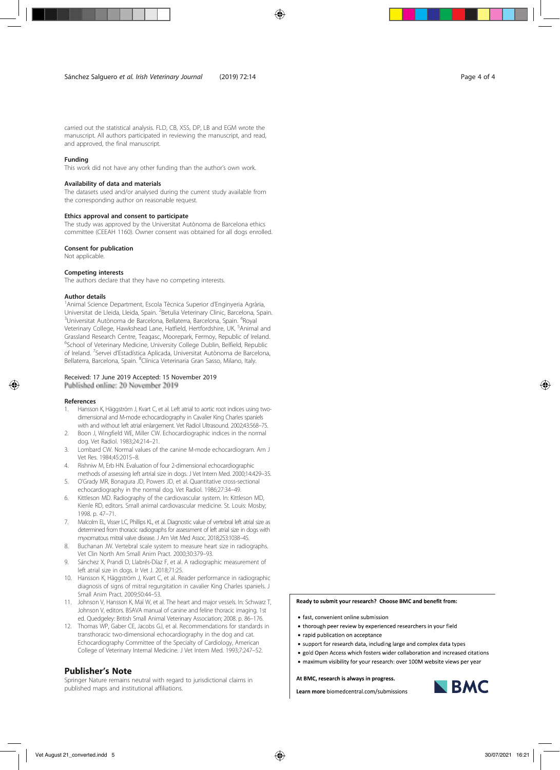carried out the statistical analysis. FLD, CB, XSS, DP, LB and EGM wrote the manuscript. All authors participated in reviewing the manuscript, and read, and approved, the final manuscript.

### Funding

This work did not have any other funding than the author's own work.

### Availability of data and materials

The datasets used and/or analysed during the current study available from the corresponding author on reasonable request.

### Ethics approval and consent to participate

The study was approved by the Universitat Autònoma de Barcelona ethics committee (CEEAH 1160). Owner consent was obtained for all dogs enrolled.

### Consent for publication

Not applicable.

### Competing interests

The authors declare that they have no competing interests.

### Author details

[1]Animal Science Department, Escola Tècnica Superior d'Enginyeria Agrària, Universitat de Lleida, Lleida, Spain. [2]Betulia Veterinary Clinic, Barcelona, Spain. [3]Universitat Autònoma de Barcelona, Bellaterra, Barcelona, Spain. [4]Royal Veterinary College, Hawkshead Lane, Hatfield, Hertfordshire, UK. [5]Animal and Grassland Research Centre, Teagasc, Moorepark, Fermoy, Republic of Ireland. [6]School of Veterinary Medicine, University College Dublin, Belfield, Republic of Ireland. [7]Servei d'Estadística Aplicada, Universitat Autònoma de Barcelona, Bellaterra, Barcelona, Spain. [8]Clínica Veterinaria Gran Sasso, Milano, Italy.

Received: 17 June 2019 Accepted: 15 November 2019
Published online: 20 November 2019

### References

1. Hansson K, Häggström J, Kvart C, et al. Left atrial to aortic root indices using two-dimensional and M-mode echocardiography in Cavalier King Charles spaniels with and without left atrial enlargement. Vet Radiol Ultrasound. 2002;43:568–75.
2. Boon J, Wingfield WE, Miller CW. Echocardiographic indices in the normal dog. Vet Radiol. 1983;24:214–21.
3. Lombard CW. Normal values of the canine M-mode echocardiogram. Am J Vet Res. 1984;45:2015–8.
4. Rishniw M, Erb HN. Evaluation of four 2-dimensional echocardiographic methods of assessing left artrial size in dogs. J Vet Intern Med. 2000;14:429–35.
5. O'Grady MR, Bonagura JD, Powers JD, et al. Quantitative cross-sectional echocardiography in the normal dog. Vet Radiol. 1986;27:34–49.
6. Kittleson MD. Radiography of the cardiovascular system. In: Kittleson MD, Kienle RD, editors. Small animal cardiovascular medicine. St. Louis: Mosby; 1998. p. 47–71.
7. Malcolm EL, Visser LC, Phillips KL, et al. Diagnostic value of vertebral left atrial size as determined from thoracic radiographs for assessment of left atrial size in dogs with myxomatous mitral valve disease. J Am Vet Med Assoc. 2018;253:1038–45.
8. Buchanan JW. Vertebral scale system to measure heart size in radiographs. Vet Clin North Am Small Anim Pract. 2000;30:379–93.
9. Sánchez X, Prandi D, Llabrés-Díaz F, et al. A radiographic measurement of left atrial size in dogs. Ir Vet J. 2018;71:25.
10. Hansson K, Häggström J, Kvart C, et al. Reader performance in radiographic diagnosis of signs of mitral regurgitation in cavalier King Charles spaniels. J Small Anim Pract. 2009;50:44–53.
11. Johnson V, Hansson K, Maï W, et al. The heart and major vessels. In: Schwarz T, Johnson V, editors. BSAVA manual of canine and feline thoracic imaging. 1st ed. Quedgeley: British Small Animal Veterinary Association; 2008. p. 86–176.
12. Thomas WP, Gaber CE, Jacobs GJ, et al. Recommendations for standards in transthoracic two-dimensional echocardiography in the dog and cat. Echocardiography Committee of the Specialty of Cardiology, American College of Veterinary Internal Medicine. J Vet Intern Med. 1993;7:247–52.

## Publisher's Note

Springer Nature remains neutral with regard to jurisdictional claims in published maps and institutional affiliations.

**Ready to submit your research? Choose BMC and benefit from:**

- fast, convenient online submission
- thorough peer review by experienced researchers in your field
- rapid publication on acceptance
- support for research data, including large and complex data types
- gold Open Access which fosters wider collaboration and increased citations
- maximum visibility for your research: over 100M website views per year

**At BMC, research is always in progress.**

**Learn more** biomedcentral.com/submissions

BMC